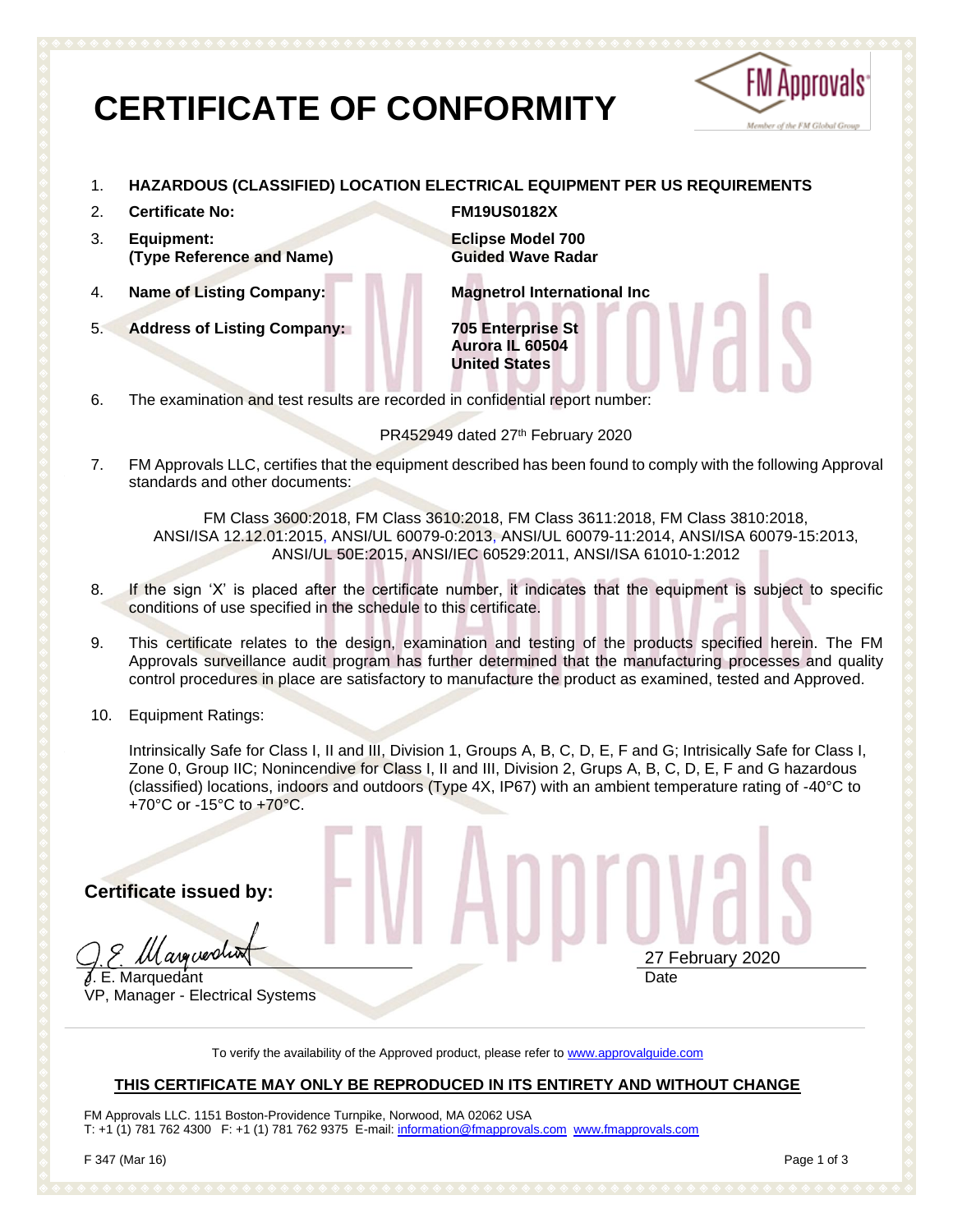# CERTIFICATE OF CONFORMITY

1. **HAZARDOUS (CLASSIFIED) LOCATION ELECTRICAL EQUIPMENT PER US REQUIREMENTS**

2. **Certificate No:** **FM19US0182X**

3. **Equipment: (Type Reference and Name)** **Eclipse Model 700 Guided Wave Radar**

4. **Name of Listing Company:** **Magnetrol International Inc**

5. **Address of Listing Company:** **705 Enterprise St, Aurora IL 60504, United States**

6. The examination and test results are recorded in confidential report number:

   PR452949 dated 27th February 2020

7. FM Approvals LLC, certifies that the equipment described has been found to comply with the following Approval standards and other documents:

   FM Class 3600:2018, FM Class 3610:2018, FM Class 3611:2018, FM Class 3810:2018, ANSI/ISA 12.12.01:2015, ANSI/UL 60079-0:2013, ANSI/UL 60079-11:2014, ANSI/ISA 60079-15:2013, ANSI/UL 50E:2015, ANSI/IEC 60529:2011, ANSI/ISA 61010-1:2012

8. If the sign 'X' is placed after the certificate number, it indicates that the equipment is subject to specific conditions of use specified in the schedule to this certificate.

9. This certificate relates to the design, examination and testing of the products specified herein. The FM Approvals surveillance audit program has further determined that the manufacturing processes and quality control procedures in place are satisfactory to manufacture the product as examined, tested and Approved.

10. Equipment Ratings:

    Intrinsically Safe for Class I, II and III, Division 1, Groups A, B, C, D, E, F and G; Intrisically Safe for Class I, Zone 0, Group IIC; Nonincendive for Class I, II and III, Division 2, Grups A, B, C, D, E, F and G hazardous (classified) locations, indoors and outdoors (Type 4X, IP67) with an ambient temperature rating of -40°C to +70°C or -15°C to +70°C.

**Certificate issued by:**

J. E. Marquedant
VP, Manager - Electrical Systems

27 February 2020
Date

To verify the availability of the Approved product, please refer to www.approvalguide.com

**THIS CERTIFICATE MAY ONLY BE REPRODUCED IN ITS ENTIRETY AND WITHOUT CHANGE**

FM Approvals LLC. 1151 Boston-Providence Turnpike, Norwood, MA 02062 USA
T: +1 (1) 781 762 4300 F: +1 (1) 781 762 9375 E-mail: information@fmapprovals.com www.fmapprovals.com

F 347 (Mar 16)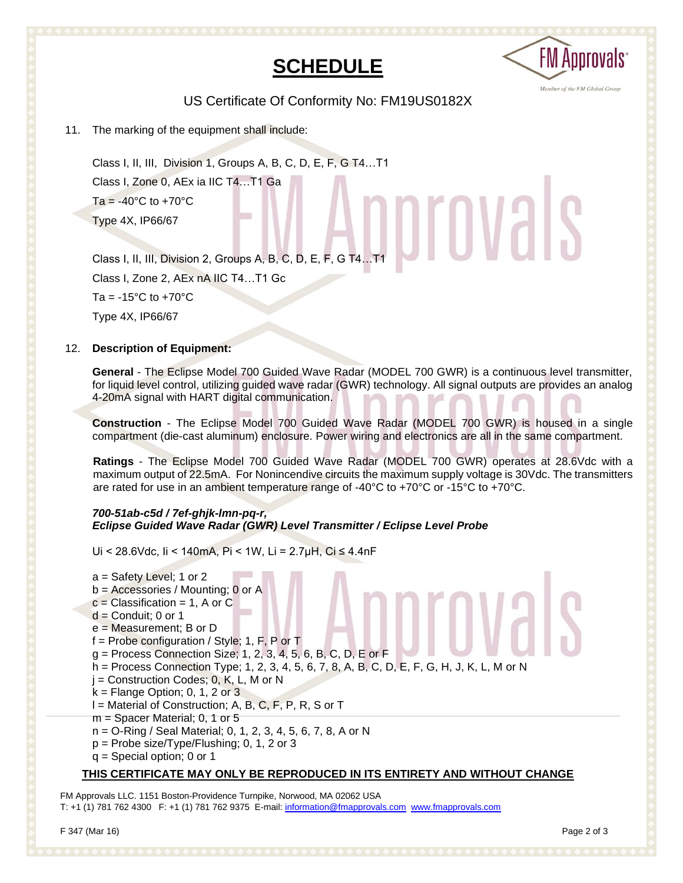# SCHEDULE

US Certificate Of Conformity No: FM19US0182X

11. The marking of the equipment shall include:

    Class I, II, III, Division 1, Groups A, B, C, D, E, F, G T4…T1
    Class I, Zone 0, AEx ia IIC T4…T1 Ga
    Ta = -40°C to +70°C
    Type 4X, IP66/67

    Class I, II, III, Division 2, Groups A, B, C, D, E, F, G T4…T1
    Class I, Zone 2, AEx nA IIC T4…T1 Gc
    Ta = -15°C to +70°C
    Type 4X, IP66/67

12. **Description of Equipment:**

    **General** - The Eclipse Model 700 Guided Wave Radar (MODEL 700 GWR) is a continuous level transmitter, for liquid level control, utilizing guided wave radar (GWR) technology. All signal outputs are provides an analog 4-20mA signal with HART digital communication.

    **Construction** - The Eclipse Model 700 Guided Wave Radar (MODEL 700 GWR) is housed in a single compartment (die-cast aluminum) enclosure. Power wiring and electronics are all in the same compartment.

    **Ratings** - The Eclipse Model 700 Guided Wave Radar (MODEL 700 GWR) operates at 28.6Vdc with a maximum output of 22.5mA. For Nonincendive circuits the maximum supply voltage is 30Vdc. The transmitters are rated for use in an ambient temperature range of -40°C to +70°C or -15°C to +70°C.

    ***700-51ab-c5d / 7ef-ghjk-lmn-pq-r,***
    ***Eclipse Guided Wave Radar (GWR) Level Transmitter / Eclipse Level Probe***

    Ui < 28.6Vdc, Ii < 140mA, Pi < 1W, Li = 2.7μH, Ci ≤ 4.4nF

    a = Safety Level; 1 or 2
    b = Accessories / Mounting; 0 or A
    c = Classification = 1, A or C
    d = Conduit; 0 or 1
    e = Measurement; B or D
    f = Probe configuration / Style; 1, F, P or T
    g = Process Connection Size; 1, 2, 3, 4, 5, 6, B, C, D, E or F
    h = Process Connection Type; 1, 2, 3, 4, 5, 6, 7, 8, A, B, C, D, E, F, G, H, J, K, L, M or N
    j = Construction Codes; 0, K, L, M or N
    k = Flange Option; 0, 1, 2 or 3
    l = Material of Construction; A, B, C, F, P, R, S or T
    m = Spacer Material; 0, 1 or 5
    n = O-Ring / Seal Material; 0, 1, 2, 3, 4, 5, 6, 7, 8, A or N
    p = Probe size/Type/Flushing; 0, 1, 2 or 3
    q = Special option; 0 or 1

**THIS CERTIFICATE MAY ONLY BE REPRODUCED IN ITS ENTIRETY AND WITHOUT CHANGE**

FM Approvals LLC. 1151 Boston-Providence Turnpike, Norwood, MA 02062 USA
T: +1 (1) 781 762 4300 F: +1 (1) 781 762 9375 E-mail: information@fmapprovals.com www.fmapprovals.com

F 347 (Mar 16)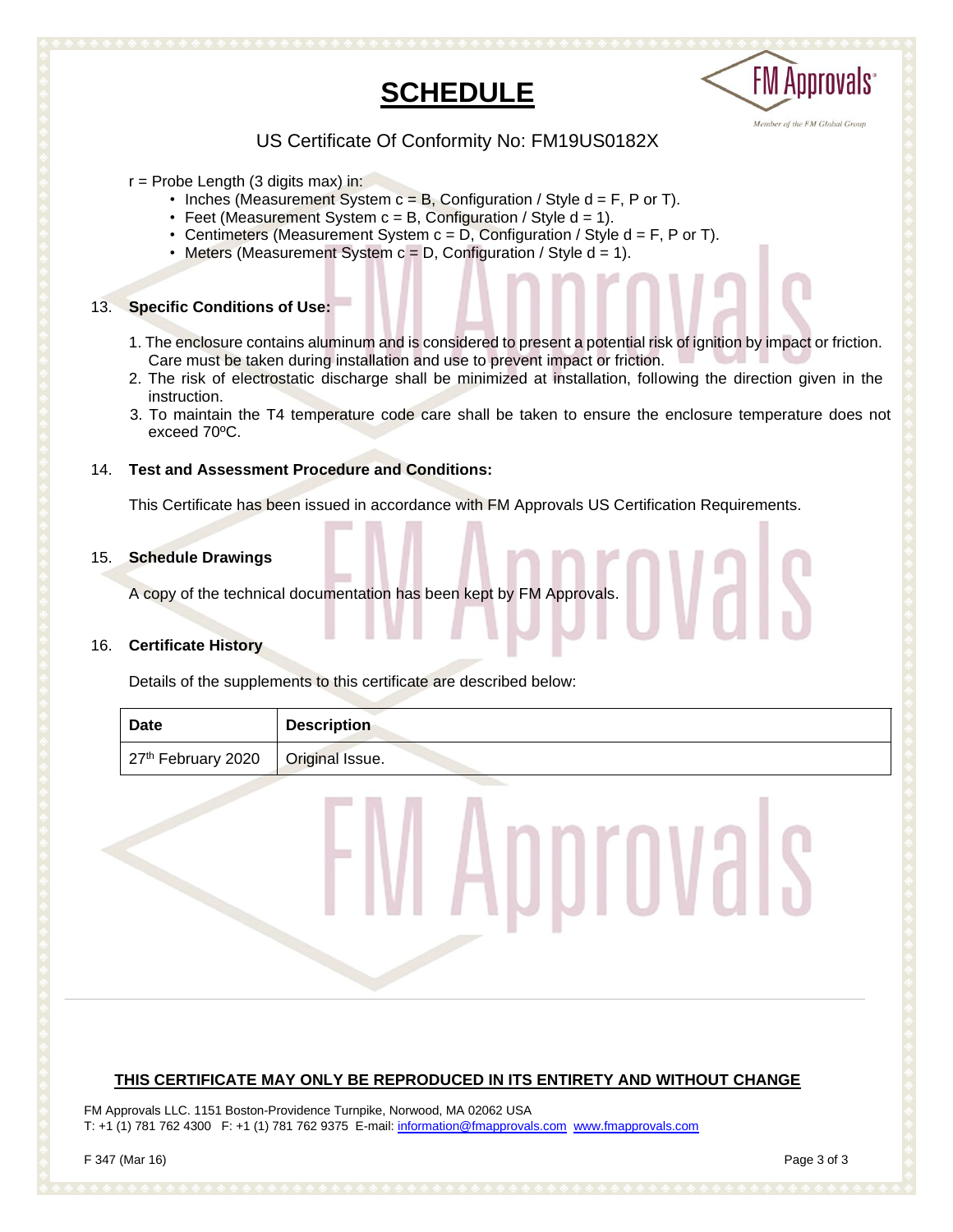# SCHEDULE

US Certificate Of Conformity No: FM19US0182X

r = Probe Length (3 digits max) in:

- Inches (Measurement System c = B, Configuration / Style d = F, P or T).
- Feet (Measurement System c = B, Configuration / Style d = 1).
- Centimeters (Measurement System c = D, Configuration / Style d = F, P or T).
- Meters (Measurement System c = D, Configuration / Style d = 1).

## 13. Specific Conditions of Use:

1. The enclosure contains aluminum and is considered to present a potential risk of ignition by impact or friction. Care must be taken during installation and use to prevent impact or friction.
2. The risk of electrostatic discharge shall be minimized at installation, following the direction given in the instruction.
3. To maintain the T4 temperature code care shall be taken to ensure the enclosure temperature does not exceed 70ºC.

## 14. Test and Assessment Procedure and Conditions:

This Certificate has been issued in accordance with FM Approvals US Certification Requirements.

## 15. Schedule Drawings

A copy of the technical documentation has been kept by FM Approvals.

## 16. Certificate History

Details of the supplements to this certificate are described below:

| Date | Description |
|---|---|
| 27th February 2020 | Original Issue. |

**THIS CERTIFICATE MAY ONLY BE REPRODUCED IN ITS ENTIRETY AND WITHOUT CHANGE**

FM Approvals LLC. 1151 Boston-Providence Turnpike, Norwood, MA 02062 USA
T: +1 (1) 781 762 4300 F: +1 (1) 781 762 9375 E-mail: information@fmapprovals.com www.fmapprovals.com

F 347 (Mar 16)